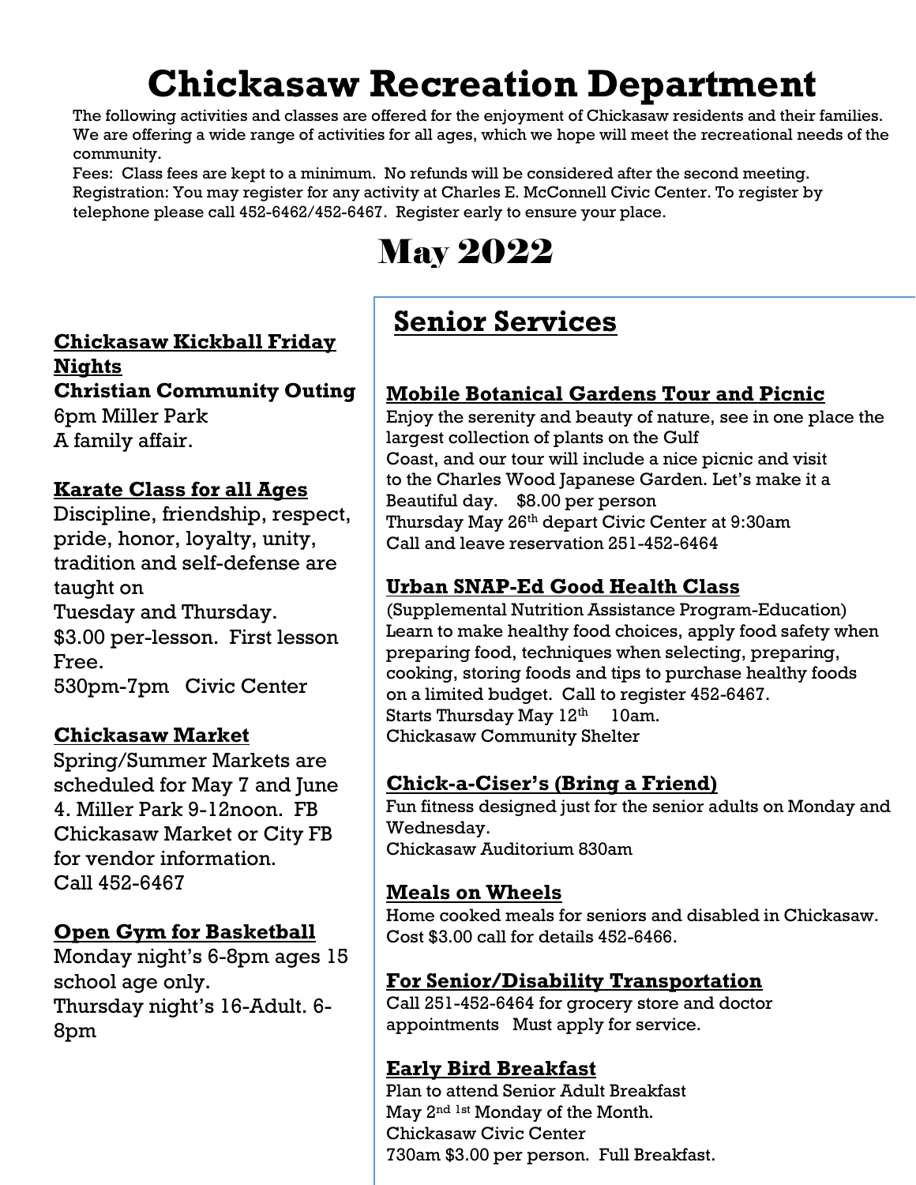# Chickasaw Recreation Department

The following activities and classes are offered for the enjoyment of Chickasaw residents and their families. We are offering a wide range of activities for all ages, which we hope will meet the recreational needs of the community.

Fees: Class fees are kept to a minimum. No refunds will be considered after the second meeting.

Registration: You may register for any activity at Charles E. McConnell Civic Center. To register by telephone please call 452-6462/452-6467. Register early to ensure your place.

# May 2022

### Chickasaw Kickball Friday Nights

**Christian Community Outing**
6pm Miller Park
A family affair.

### Karate Class for all Ages

Discipline, friendship, respect, pride, honor, loyalty, unity, tradition and self-defense are taught on
Tuesday and Thursday.
$3.00 per-lesson. First lesson Free.
530pm-7pm Civic Center

### Chickasaw Market

Spring/Summer Markets are scheduled for May 7 and June 4. Miller Park 9-12noon. FB Chickasaw Market or City FB for vendor information.
Call 452-6467

### Open Gym for Basketball

Monday night's 6-8pm ages 15 school age only.
Thursday night's 16-Adult. 6-8pm

## Senior Services

### Mobile Botanical Gardens Tour and Picnic

Enjoy the serenity and beauty of nature, see in one place the largest collection of plants on the Gulf Coast, and our tour will include a nice picnic and visit to the Charles Wood Japanese Garden. Let's make it a Beautiful day. $8.00 per person
Thursday May 26th depart Civic Center at 9:30am
Call and leave reservation 251-452-6464

### Urban SNAP-Ed Good Health Class

(Supplemental Nutrition Assistance Program-Education)
Learn to make healthy food choices, apply food safety when preparing food, techniques when selecting, preparing, cooking, storing foods and tips to purchase healthy foods on a limited budget. Call to register 452-6467.
Starts Thursday May 12th 10am.
Chickasaw Community Shelter

### Chick-a-Ciser's (Bring a Friend)

Fun fitness designed just for the senior adults on Monday and Wednesday.
Chickasaw Auditorium 830am

### Meals on Wheels

Home cooked meals for seniors and disabled in Chickasaw. Cost $3.00 call for details 452-6466.

### For Senior/Disability Transportation

Call 251-452-6464 for grocery store and doctor appointments Must apply for service.

### Early Bird Breakfast

Plan to attend Senior Adult Breakfast
May 2nd 1st Monday of the Month.
Chickasaw Civic Center
730am $3.00 per person. Full Breakfast.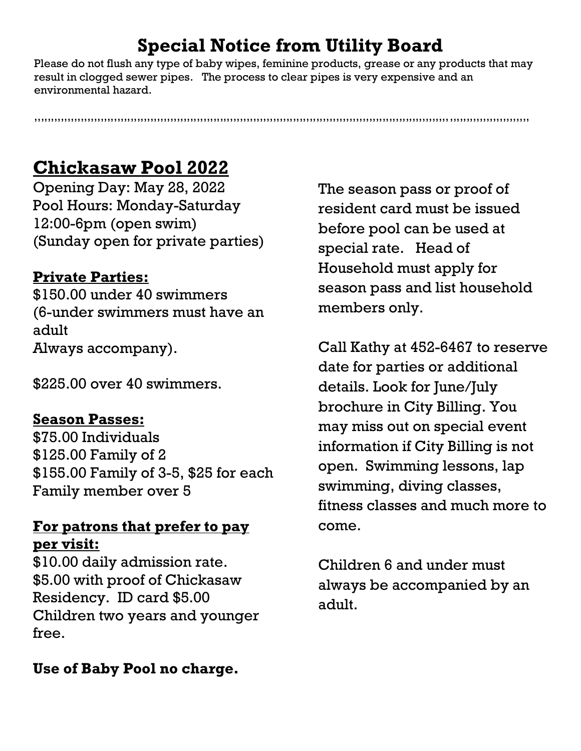# Special Notice from Utility Board

Please do not flush any type of baby wipes, feminine products, grease or any products that may result in clogged sewer pipes. The process to clear pipes is very expensive and an environmental hazard.

,,,,,,,,,,,,,,,,,,,,,,,,,,,,,,,,,,,,,,,,,,,,,,,,,,,,,,,,,,,,,,,,,,,,,,,,,,,,,,,,,,,,,,,,,,,,,,,,,,,,,,,,,,,,,,,,,,,,,,,,,,,,,,,,,,,,,,,,,,,,,,,,,,,,,,,,,

## Chickasaw Pool 2022

Opening Day: May 28, 2022
Pool Hours: Monday-Saturday
12:00-6pm (open swim)
(Sunday open for private parties)

**Private Parties:**

$150.00 under 40 swimmers
(6-under swimmers must have an adult
Always accompany).

$225.00 over 40 swimmers.

**Season Passes:**

$75.00 Individuals
$125.00 Family of 2
$155.00 Family of 3-5, $25 for each Family member over 5

**For patrons that prefer to pay per visit:**

$10.00 daily admission rate.
$5.00 with proof of Chickasaw Residency. ID card $5.00
Children two years and younger free.

**Use of Baby Pool no charge.**

The season pass or proof of resident card must be issued before pool can be used at special rate. Head of Household must apply for season pass and list household members only.

Call Kathy at 452-6467 to reserve date for parties or additional details. Look for June/July brochure in City Billing. You may miss out on special event information if City Billing is not open. Swimming lessons, lap swimming, diving classes, fitness classes and much more to come.

Children 6 and under must always be accompanied by an adult.